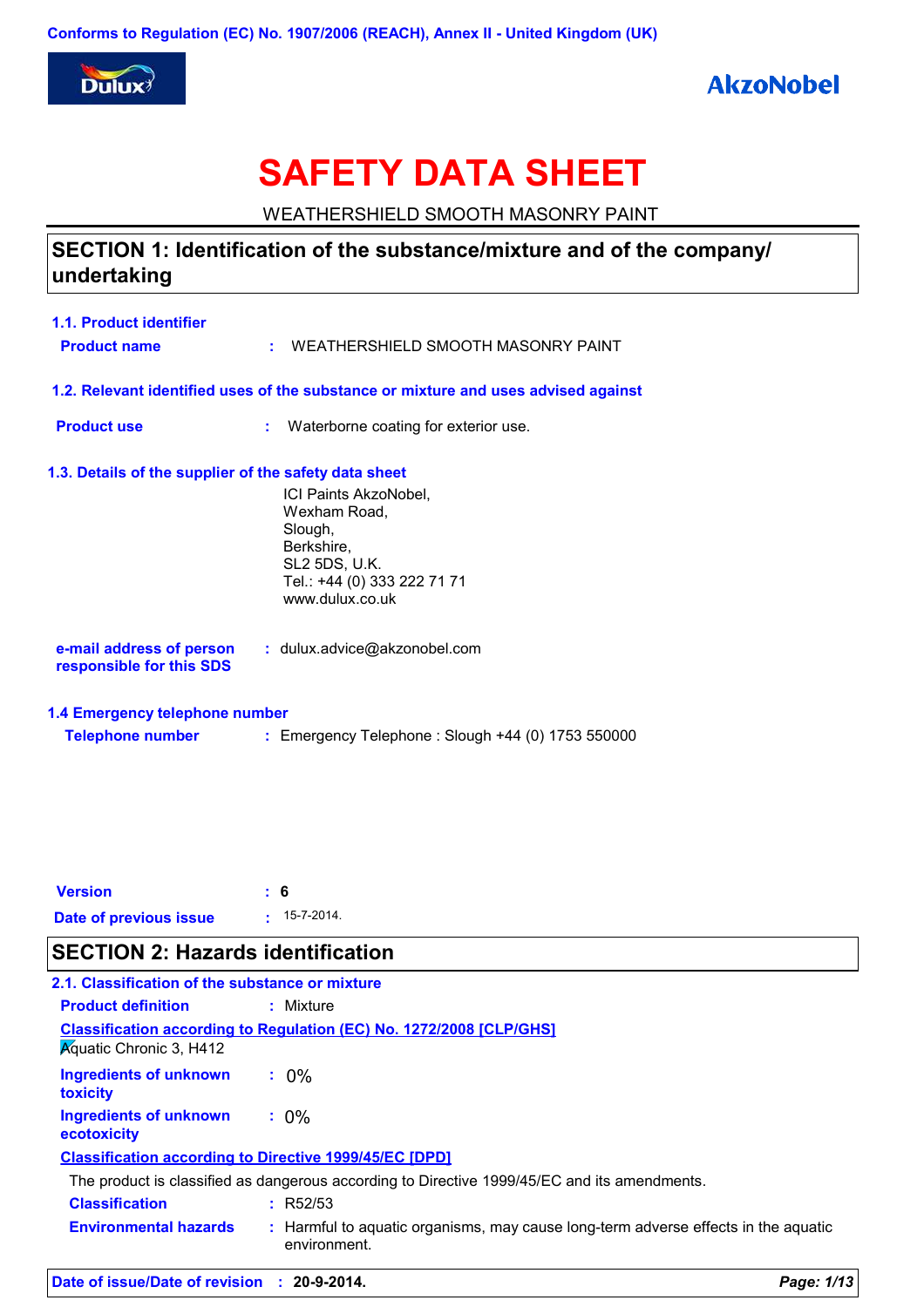Conforms to Regulation (EC) No. 1907/2006 (REACH), Annex II - United Kingdom (UK)

# SAFETY DATA SHEET

WEATHERSHIELD SMOOTH MASONRY PAINT

## SECTION 1: Identification of the substance/mixture and of the company/ undertaking

### 1.1. Product identifier

**Product name** : WEATHERSHIELD SMOOTH MASONRY PAINT

### 1.2. Relevant identified uses of the substance or mixture and uses advised against

**Product use** : Waterborne coating for exterior use.

### 1.3. Details of the supplier of the safety data sheet

ICI Paints AkzoNobel,
Wexham Road,
Slough,
Berkshire,
SL2 5DS, U.K.
Tel.: +44 (0) 333 222 71 71
www.dulux.co.uk

**e-mail address of person responsible for this SDS** : dulux.advice@akzonobel.com

### 1.4 Emergency telephone number

**Telephone number** : Emergency Telephone : Slough +44 (0) 1753 550000

**Version** : 6

**Date of previous issue** : 15-7-2014.

## SECTION 2: Hazards identification

### 2.1. Classification of the substance or mixture

**Product definition** : Mixture

**Classification according to Regulation (EC) No. 1272/2008 [CLP/GHS]**

Aquatic Chronic 3, H412

**Ingredients of unknown toxicity** : 0%

**Ingredients of unknown ecotoxicity** : 0%

**Classification according to Directive 1999/45/EC [DPD]**

The product is classified as dangerous according to Directive 1999/45/EC and its amendments.

**Classification** : R52/53

**Environmental hazards** : Harmful to aquatic organisms, may cause long-term adverse effects in the aquatic environment.

**Date of issue/Date of revision** : 20-9-2014.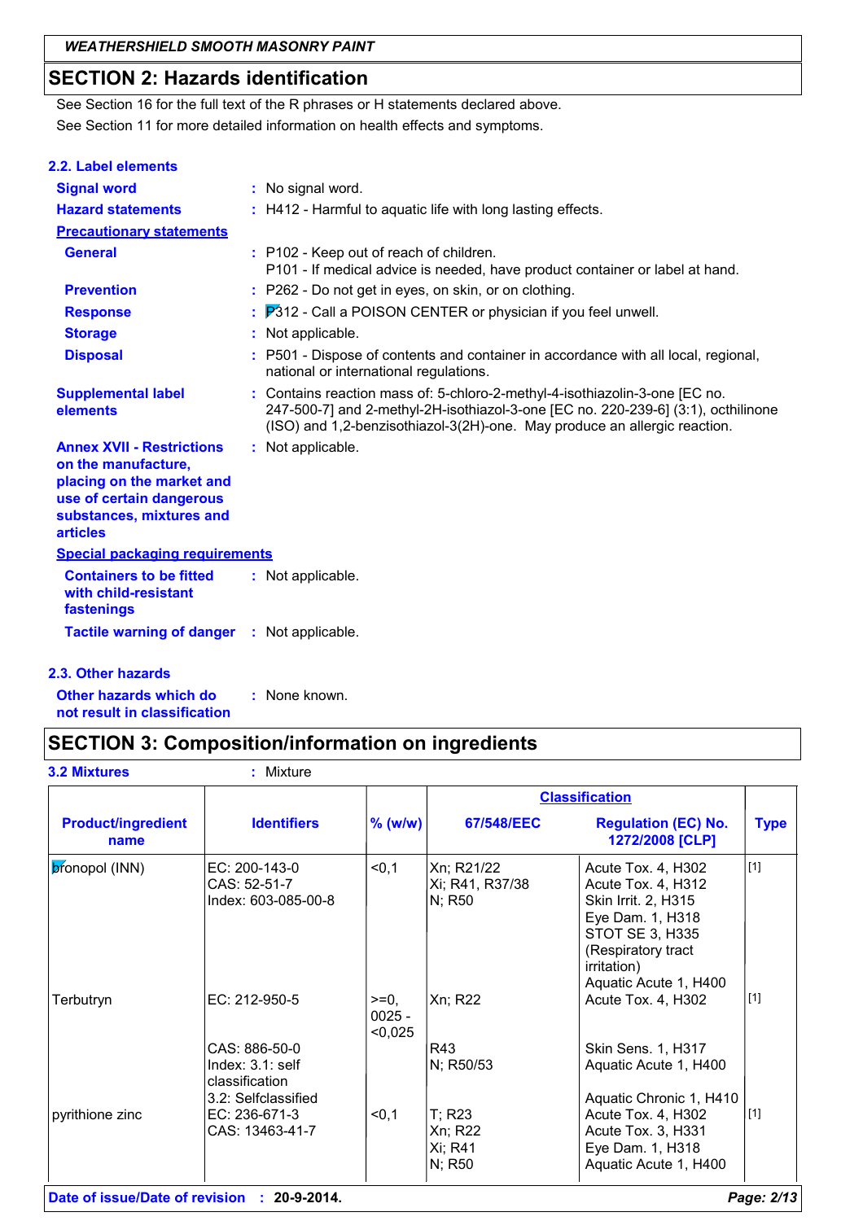## SECTION 2: Hazards identification

See Section 16 for the full text of the R phrases or H statements declared above.
See Section 11 for more detailed information on health effects and symptoms.

### 2.2. Label elements

**Signal word** : No signal word.

**Hazard statements** : H412 - Harmful to aquatic life with long lasting effects.

**Precautionary statements**

**General** : P102 - Keep out of reach of children.
P101 - If medical advice is needed, have product container or label at hand.

**Prevention** : P262 - Do not get in eyes, on skin, or on clothing.

**Response** : P312 - Call a POISON CENTER or physician if you feel unwell.

**Storage** : Not applicable.

**Disposal** : P501 - Dispose of contents and container in accordance with all local, regional, national or international regulations.

**Supplemental label elements** : Contains reaction mass of: 5-chloro-2-methyl-4-isothiazolin-3-one [EC no. 247-500-7] and 2-methyl-2H-isothiazol-3-one [EC no. 220-239-6] (3:1), octhilinone (ISO) and 1,2-benzisothiazol-3(2H)-one. May produce an allergic reaction.

**Annex XVII - Restrictions on the manufacture, placing on the market and use of certain dangerous substances, mixtures and articles** : Not applicable.

**Special packaging requirements**

**Containers to be fitted with child-resistant fastenings** : Not applicable.

**Tactile warning of danger** : Not applicable.

### 2.3. Other hazards

**Other hazards which do not result in classification** : None known.

## SECTION 3: Composition/information on ingredients

**3.2 Mixtures** : Mixture

| Product/ingredient name | Identifiers | % (w/w) | Classification | | Type |
|---|---|---|---|---|---|
| | | | 67/548/EEC | Regulation (EC) No. 1272/2008 [CLP] | |
| bronopol (INN) | EC: 200-143-0<br>CAS: 52-51-7<br>Index: 603-085-00-8 | <0,1 | Xn; R21/22<br>Xi; R41, R37/38<br>N; R50 | Acute Tox. 4, H302<br>Acute Tox. 4, H312<br>Skin Irrit. 2, H315<br>Eye Dam. 1, H318<br>STOT SE 3, H335 (Respiratory tract irritation)<br>Aquatic Acute 1, H400 | [1] |
| Terbutryn | EC: 212-950-5<br>CAS: 886-50-0<br>Index: 3.1: self classification<br>3.2: Selfclassified | >=0,0025 - <0,025 | Xn; R22<br>R43<br>N; R50/53 | Acute Tox. 4, H302<br>Skin Sens. 1, H317<br>Aquatic Acute 1, H400<br>Aquatic Chronic 1, H410 | [1] |
| pyrithione zinc | EC: 236-671-3<br>CAS: 13463-41-7 | <0,1 | T; R23<br>Xn; R22<br>Xi; R41<br>N; R50 | Acute Tox. 4, H302<br>Acute Tox. 3, H331<br>Eye Dam. 1, H318<br>Aquatic Acute 1, H400 | [1] |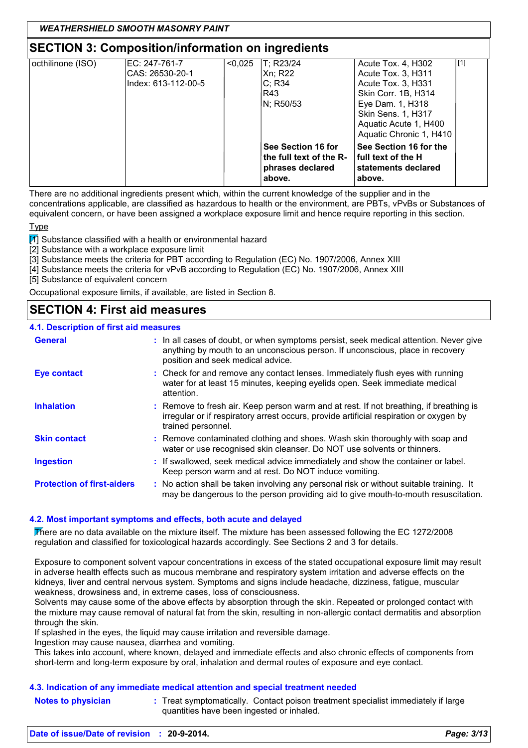## SECTION 3: Composition/information on ingredients

| | | | | | |
|---|---|---|---|---|---|
| octhilinone (ISO) | EC: 247-761-7<br>CAS: 26530-20-1<br>Index: 613-112-00-5 | <0,025 | T; R23/24<br>Xn; R22<br>C; R34<br>R43<br>N; R50/53 | Acute Tox. 4, H302<br>Acute Tox. 3, H311<br>Acute Tox. 3, H331<br>Skin Corr. 1B, H314<br>Eye Dam. 1, H318<br>Skin Sens. 1, H317<br>Aquatic Acute 1, H400<br>Aquatic Chronic 1, H410 | [1] |
| | | | **See Section 16 for the full text of the R-phrases declared above.** | **See Section 16 for the full text of the H statements declared above.** | |

There are no additional ingredients present which, within the current knowledge of the supplier and in the concentrations applicable, are classified as hazardous to health or the environment, are PBTs, vPvBs or Substances of equivalent concern, or have been assigned a workplace exposure limit and hence require reporting in this section.

Type

[1] Substance classified with a health or environmental hazard
[2] Substance with a workplace exposure limit
[3] Substance meets the criteria for PBT according to Regulation (EC) No. 1907/2006, Annex XIII
[4] Substance meets the criteria for vPvB according to Regulation (EC) No. 1907/2006, Annex XIII
[5] Substance of equivalent concern

Occupational exposure limits, if available, are listed in Section 8.

## SECTION 4: First aid measures

### 4.1. Description of first aid measures

**General** : In all cases of doubt, or when symptoms persist, seek medical attention. Never give anything by mouth to an unconscious person. If unconscious, place in recovery position and seek medical advice.

**Eye contact** : Check for and remove any contact lenses. Immediately flush eyes with running water for at least 15 minutes, keeping eyelids open. Seek immediate medical attention.

**Inhalation** : Remove to fresh air. Keep person warm and at rest. If not breathing, if breathing is irregular or if respiratory arrest occurs, provide artificial respiration or oxygen by trained personnel.

**Skin contact** : Remove contaminated clothing and shoes. Wash skin thoroughly with soap and water or use recognised skin cleanser. Do NOT use solvents or thinners.

**Ingestion** : If swallowed, seek medical advice immediately and show the container or label. Keep person warm and at rest. Do NOT induce vomiting.

**Protection of first-aiders** : No action shall be taken involving any personal risk or without suitable training. It may be dangerous to the person providing aid to give mouth-to-mouth resuscitation.

### 4.2. Most important symptoms and effects, both acute and delayed

There are no data available on the mixture itself. The mixture has been assessed following the EC 1272/2008 regulation and classified for toxicological hazards accordingly. See Sections 2 and 3 for details.

Exposure to component solvent vapour concentrations in excess of the stated occupational exposure limit may result in adverse health effects such as mucous membrane and respiratory system irritation and adverse effects on the kidneys, liver and central nervous system. Symptoms and signs include headache, dizziness, fatigue, muscular weakness, drowsiness and, in extreme cases, loss of consciousness.
Solvents may cause some of the above effects by absorption through the skin. Repeated or prolonged contact with the mixture may cause removal of natural fat from the skin, resulting in non-allergic contact dermatitis and absorption through the skin.
If splashed in the eyes, the liquid may cause irritation and reversible damage.
Ingestion may cause nausea, diarrhea and vomiting.
This takes into account, where known, delayed and immediate effects and also chronic effects of components from short-term and long-term exposure by oral, inhalation and dermal routes of exposure and eye contact.

### 4.3. Indication of any immediate medical attention and special treatment needed

**Notes to physician** : Treat symptomatically. Contact poison treatment specialist immediately if large quantities have been ingested or inhaled.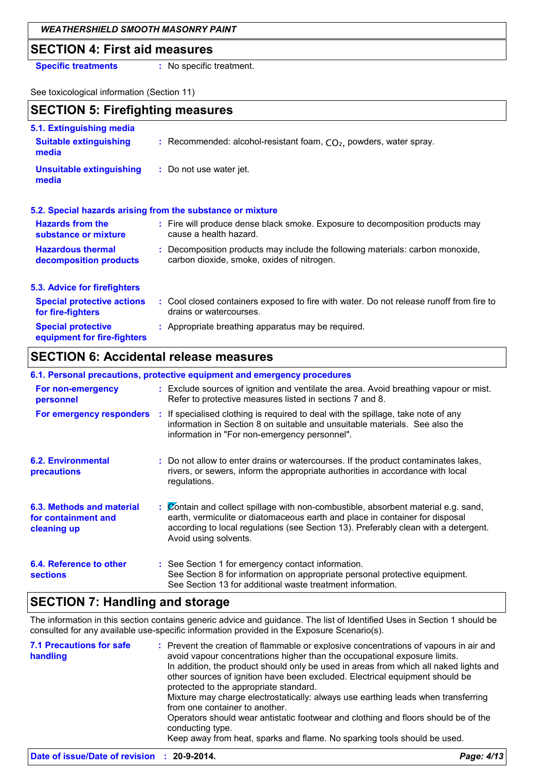## SECTION 4: First aid measures

**Specific treatments** : No specific treatment.

See toxicological information (Section 11)

## SECTION 5: Firefighting measures

### 5.1. Extinguishing media

**Suitable extinguishing media** : Recommended: alcohol-resistant foam, $CO_2$, powders, water spray.

**Unsuitable extinguishing media** : Do not use water jet.

### 5.2. Special hazards arising from the substance or mixture

**Hazards from the substance or mixture** : Fire will produce dense black smoke. Exposure to decomposition products may cause a health hazard.

**Hazardous thermal decomposition products** : Decomposition products may include the following materials: carbon monoxide, carbon dioxide, smoke, oxides of nitrogen.

### 5.3. Advice for firefighters

**Special protective actions for fire-fighters** : Cool closed containers exposed to fire with water. Do not release runoff from fire to drains or watercourses.

**Special protective equipment for fire-fighters** : Appropriate breathing apparatus may be required.

## SECTION 6: Accidental release measures

### 6.1. Personal precautions, protective equipment and emergency procedures

**For non-emergency personnel** : Exclude sources of ignition and ventilate the area. Avoid breathing vapour or mist. Refer to protective measures listed in sections 7 and 8.

**For emergency responders** : If specialised clothing is required to deal with the spillage, take note of any information in Section 8 on suitable and unsuitable materials. See also the information in "For non-emergency personnel".

**6.2. Environmental precautions** : Do not allow to enter drains or watercourses. If the product contaminates lakes, rivers, or sewers, inform the appropriate authorities in accordance with local regulations.

**6.3. Methods and material for containment and cleaning up** : Contain and collect spillage with non-combustible, absorbent material e.g. sand, earth, vermiculite or diatomaceous earth and place in container for disposal according to local regulations (see Section 13). Preferably clean with a detergent. Avoid using solvents.

**6.4. Reference to other sections** : See Section 1 for emergency contact information.
See Section 8 for information on appropriate personal protective equipment.
See Section 13 for additional waste treatment information.

## SECTION 7: Handling and storage

The information in this section contains generic advice and guidance. The list of Identified Uses in Section 1 should be consulted for any available use-specific information provided in the Exposure Scenario(s).

**7.1 Precautions for safe handling** : Prevent the creation of flammable or explosive concentrations of vapours in air and avoid vapour concentrations higher than the occupational exposure limits.
In addition, the product should only be used in areas from which all naked lights and other sources of ignition have been excluded. Electrical equipment should be protected to the appropriate standard.
Mixture may charge electrostatically: always use earthing leads when transferring from one container to another.
Operators should wear antistatic footwear and clothing and floors should be of the conducting type.
Keep away from heat, sparks and flame. No sparking tools should be used.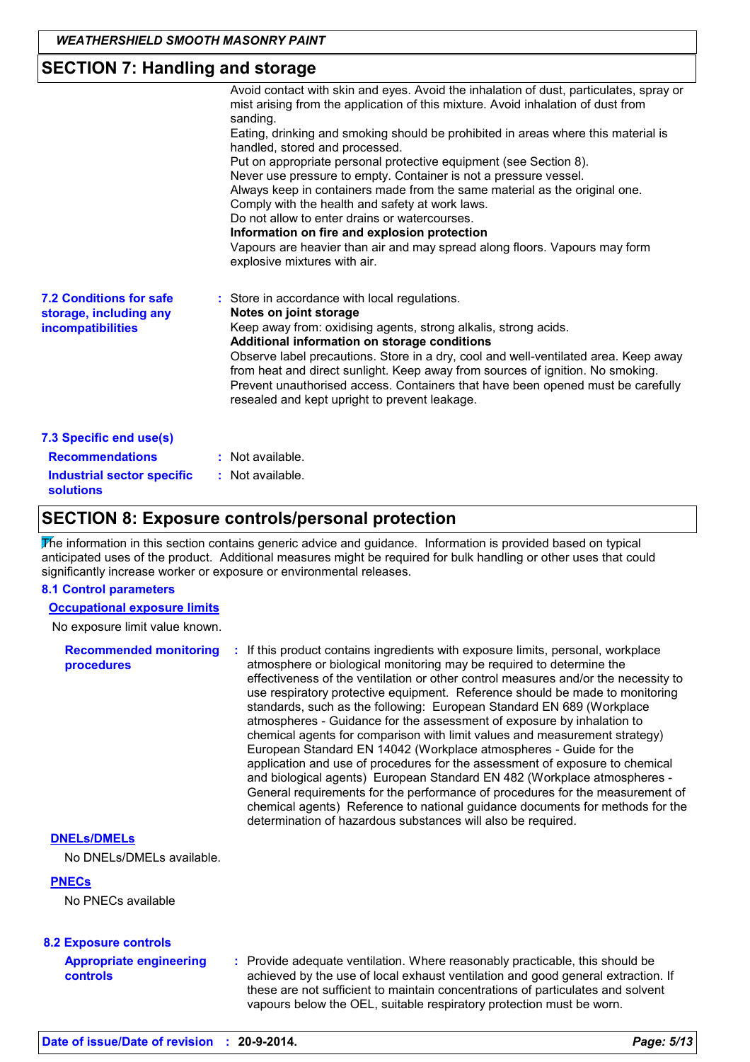## SECTION 7: Handling and storage

Avoid contact with skin and eyes. Avoid the inhalation of dust, particulates, spray or mist arising from the application of this mixture. Avoid inhalation of dust from sanding.
Eating, drinking and smoking should be prohibited in areas where this material is handled, stored and processed.
Put on appropriate personal protective equipment (see Section 8).
Never use pressure to empty. Container is not a pressure vessel.
Always keep in containers made from the same material as the original one.
Comply with the health and safety at work laws.
Do not allow to enter drains or watercourses.

**Information on fire and explosion protection**

Vapours are heavier than air and may spread along floors. Vapours may form explosive mixtures with air.

**7.2 Conditions for safe storage, including any incompatibilities** : Store in accordance with local regulations.

**Notes on joint storage**

Keep away from: oxidising agents, strong alkalis, strong acids.

**Additional information on storage conditions**

Observe label precautions. Store in a dry, cool and well-ventilated area. Keep away from heat and direct sunlight. Keep away from sources of ignition. No smoking. Prevent unauthorised access. Containers that have been opened must be carefully resealed and kept upright to prevent leakage.

**7.3 Specific end use(s)**

**Recommendations** : Not available.

**Industrial sector specific solutions** : Not available.

## SECTION 8: Exposure controls/personal protection

The information in this section contains generic advice and guidance. Information is provided based on typical anticipated uses of the product. Additional measures might be required for bulk handling or other uses that could significantly increase worker or exposure or environmental releases.

**8.1 Control parameters**

**Occupational exposure limits**

No exposure limit value known.

**Recommended monitoring procedures** : If this product contains ingredients with exposure limits, personal, workplace atmosphere or biological monitoring may be required to determine the effectiveness of the ventilation or other control measures and/or the necessity to use respiratory protective equipment. Reference should be made to monitoring standards, such as the following: European Standard EN 689 (Workplace atmospheres - Guidance for the assessment of exposure by inhalation to chemical agents for comparison with limit values and measurement strategy) European Standard EN 14042 (Workplace atmospheres - Guide for the application and use of procedures for the assessment of exposure to chemical and biological agents) European Standard EN 482 (Workplace atmospheres - General requirements for the performance of procedures for the measurement of chemical agents) Reference to national guidance documents for methods for the determination of hazardous substances will also be required.

**DNELs/DMELs**

No DNELs/DMELs available.

**PNECs**

No PNECs available

**8.2 Exposure controls**

**Appropriate engineering controls** : Provide adequate ventilation. Where reasonably practicable, this should be achieved by the use of local exhaust ventilation and good general extraction. If these are not sufficient to maintain concentrations of particulates and solvent vapours below the OEL, suitable respiratory protection must be worn.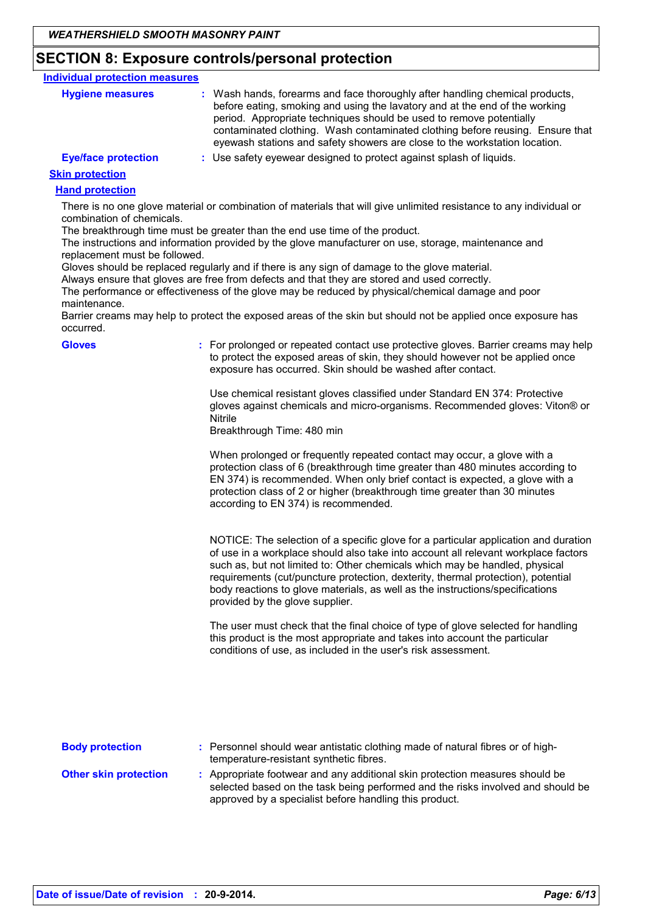## SECTION 8: Exposure controls/personal protection

### Individual protection measures

**Hygiene measures** : Wash hands, forearms and face thoroughly after handling chemical products, before eating, smoking and using the lavatory and at the end of the working period. Appropriate techniques should be used to remove potentially contaminated clothing. Wash contaminated clothing before reusing. Ensure that eyewash stations and safety showers are close to the workstation location.

**Eye/face protection** : Use safety eyewear designed to protect against splash of liquids.

#### Skin protection

##### Hand protection

There is no one glove material or combination of materials that will give unlimited resistance to any individual or combination of chemicals.
The breakthrough time must be greater than the end use time of the product.
The instructions and information provided by the glove manufacturer on use, storage, maintenance and replacement must be followed.
Gloves should be replaced regularly and if there is any sign of damage to the glove material.
Always ensure that gloves are free from defects and that they are stored and used correctly.
The performance or effectiveness of the glove may be reduced by physical/chemical damage and poor maintenance.
Barrier creams may help to protect the exposed areas of the skin but should not be applied once exposure has occurred.

**Gloves** : For prolonged or repeated contact use protective gloves. Barrier creams may help to protect the exposed areas of skin, they should however not be applied once exposure has occurred. Skin should be washed after contact.

Use chemical resistant gloves classified under Standard EN 374: Protective gloves against chemicals and micro-organisms. Recommended gloves: Viton® or Nitrile
Breakthrough Time: 480 min

When prolonged or frequently repeated contact may occur, a glove with a protection class of 6 (breakthrough time greater than 480 minutes according to EN 374) is recommended. When only brief contact is expected, a glove with a protection class of 2 or higher (breakthrough time greater than 30 minutes according to EN 374) is recommended.

NOTICE: The selection of a specific glove for a particular application and duration of use in a workplace should also take into account all relevant workplace factors such as, but not limited to: Other chemicals which may be handled, physical requirements (cut/puncture protection, dexterity, thermal protection), potential body reactions to glove materials, as well as the instructions/specifications provided by the glove supplier.

The user must check that the final choice of type of glove selected for handling this product is the most appropriate and takes into account the particular conditions of use, as included in the user's risk assessment.

**Body protection** : Personnel should wear antistatic clothing made of natural fibres or of high-temperature-resistant synthetic fibres.

**Other skin protection** : Appropriate footwear and any additional skin protection measures should be selected based on the task being performed and the risks involved and should be approved by a specialist before handling this product.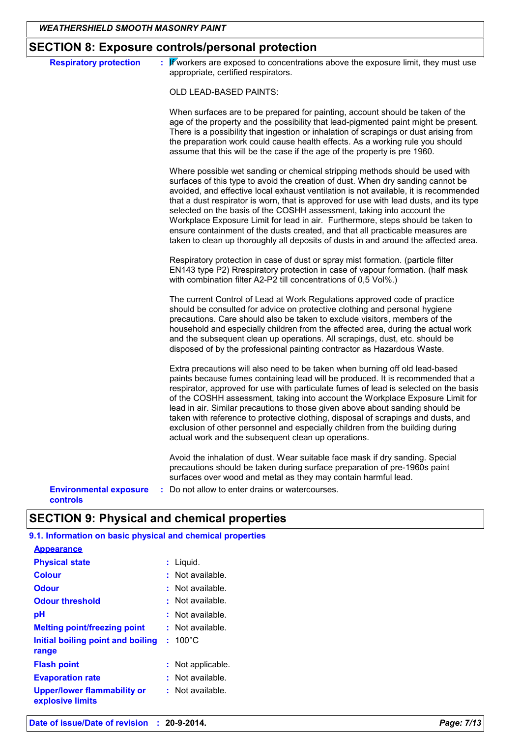## SECTION 8: Exposure controls/personal protection

**Respiratory protection** : If workers are exposed to concentrations above the exposure limit, they must use appropriate, certified respirators.

OLD LEAD-BASED PAINTS:

When surfaces are to be prepared for painting, account should be taken of the age of the property and the possibility that lead-pigmented paint might be present. There is a possibility that ingestion or inhalation of scrapings or dust arising from the preparation work could cause health effects. As a working rule you should assume that this will be the case if the age of the property is pre 1960.

Where possible wet sanding or chemical stripping methods should be used with surfaces of this type to avoid the creation of dust. When dry sanding cannot be avoided, and effective local exhaust ventilation is not available, it is recommended that a dust respirator is worn, that is approved for use with lead dusts, and its type selected on the basis of the COSHH assessment, taking into account the Workplace Exposure Limit for lead in air. Furthermore, steps should be taken to ensure containment of the dusts created, and that all practicable measures are taken to clean up thoroughly all deposits of dusts in and around the affected area.

Respiratory protection in case of dust or spray mist formation. (particle filter EN143 type P2) Rrespiratory protection in case of vapour formation. (half mask with combination filter A2-P2 till concentrations of 0,5 Vol%.)

The current Control of Lead at Work Regulations approved code of practice should be consulted for advice on protective clothing and personal hygiene precautions. Care should also be taken to exclude visitors, members of the household and especially children from the affected area, during the actual work and the subsequent clean up operations. All scrapings, dust, etc. should be disposed of by the professional painting contractor as Hazardous Waste.

Extra precautions will also need to be taken when burning off old lead-based paints because fumes containing lead will be produced. It is recommended that a respirator, approved for use with particulate fumes of lead is selected on the basis of the COSHH assessment, taking into account the Workplace Exposure Limit for lead in air. Similar precautions to those given above about sanding should be taken with reference to protective clothing, disposal of scrapings and dusts, and exclusion of other personnel and especially children from the building during actual work and the subsequent clean up operations.

Avoid the inhalation of dust. Wear suitable face mask if dry sanding. Special precautions should be taken during surface preparation of pre-1960s paint surfaces over wood and metal as they may contain harmful lead.

**Environmental exposure controls** : Do not allow to enter drains or watercourses.

## SECTION 9: Physical and chemical properties

### 9.1. Information on basic physical and chemical properties

**Appearance**

| Property | Value |
|---|---|
| **Physical state** | Liquid. |
| **Colour** | Not available. |
| **Odour** | Not available. |
| **Odour threshold** | Not available. |
| **pH** | Not available. |
| **Melting point/freezing point** | Not available. |
| **Initial boiling point and boiling range** | 100°C |
| **Flash point** | Not applicable. |
| **Evaporation rate** | Not available. |
| **Upper/lower flammability or explosive limits** | Not available. |

**Date of issue/Date of revision** : **20-9-2014.**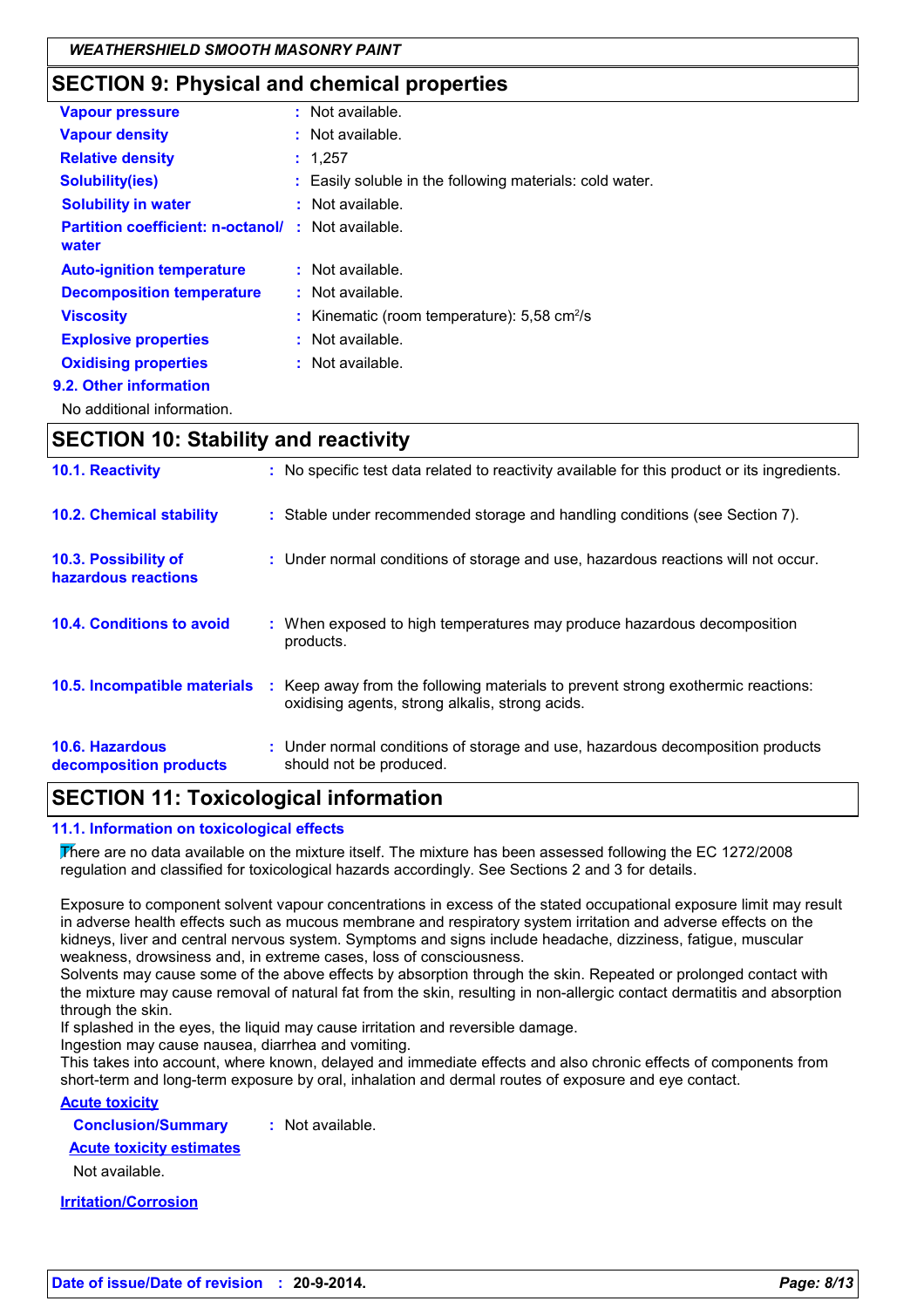## SECTION 9: Physical and chemical properties

| | | |
|---|---|---|
| **Vapour pressure** | : | Not available. |
| **Vapour density** | : | Not available. |
| **Relative density** | : | 1,257 |
| **Solubility(ies)** | : | Easily soluble in the following materials: cold water. |
| **Solubility in water** | : | Not available. |
| **Partition coefficient: n-octanol/ water** | : | Not available. |
| **Auto-ignition temperature** | : | Not available. |
| **Decomposition temperature** | : | Not available. |
| **Viscosity** | : | Kinematic (room temperature): 5,58 $cm^2/s$ |
| **Explosive properties** | : | Not available. |
| **Oxidising properties** | : | Not available. |

### 9.2. Other information

No additional information.

## SECTION 10: Stability and reactivity

| | | |
|---|---|---|
| **10.1. Reactivity** | : | No specific test data related to reactivity available for this product or its ingredients. |
| **10.2. Chemical stability** | : | Stable under recommended storage and handling conditions (see Section 7). |
| **10.3. Possibility of hazardous reactions** | : | Under normal conditions of storage and use, hazardous reactions will not occur. |
| **10.4. Conditions to avoid** | : | When exposed to high temperatures may produce hazardous decomposition products. |
| **10.5. Incompatible materials** | : | Keep away from the following materials to prevent strong exothermic reactions: oxidising agents, strong alkalis, strong acids. |
| **10.6. Hazardous decomposition products** | : | Under normal conditions of storage and use, hazardous decomposition products should not be produced. |

## SECTION 11: Toxicological information

### 11.1. Information on toxicological effects

There are no data available on the mixture itself. The mixture has been assessed following the EC 1272/2008 regulation and classified for toxicological hazards accordingly. See Sections 2 and 3 for details.

Exposure to component solvent vapour concentrations in excess of the stated occupational exposure limit may result in adverse health effects such as mucous membrane and respiratory system irritation and adverse effects on the kidneys, liver and central nervous system. Symptoms and signs include headache, dizziness, fatigue, muscular weakness, drowsiness and, in extreme cases, loss of consciousness.
Solvents may cause some of the above effects by absorption through the skin. Repeated or prolonged contact with the mixture may cause removal of natural fat from the skin, resulting in non-allergic contact dermatitis and absorption through the skin.
If splashed in the eyes, the liquid may cause irritation and reversible damage.
Ingestion may cause nausea, diarrhea and vomiting.
This takes into account, where known, delayed and immediate effects and also chronic effects of components from short-term and long-term exposure by oral, inhalation and dermal routes of exposure and eye contact.

**Acute toxicity**

**Conclusion/Summary** : Not available.

**Acute toxicity estimates**

Not available.

**Irritation/Corrosion**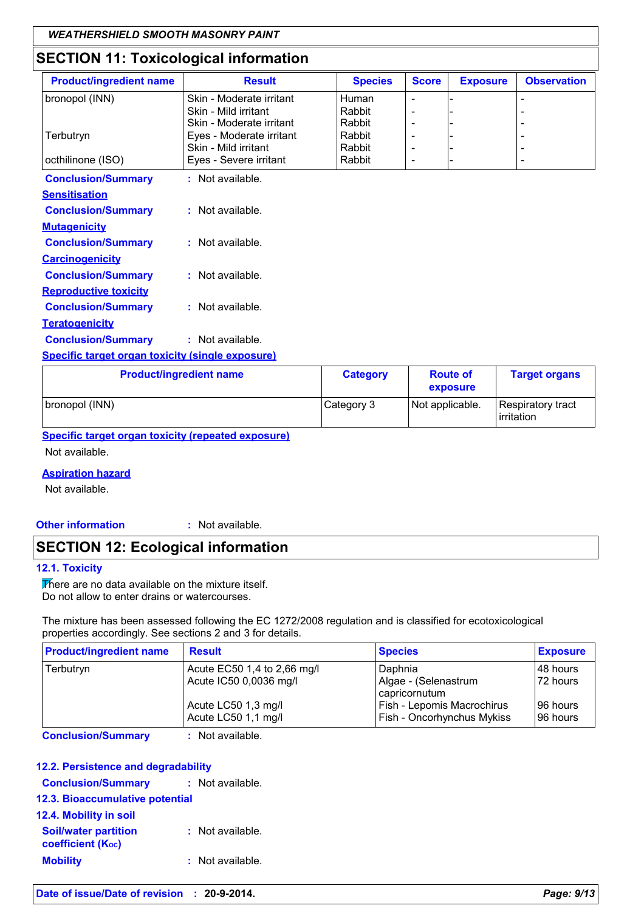## SECTION 11: Toxicological information

| Product/ingredient name | Result | Species | Score | Exposure | Observation |
|---|---|---|---|---|---|
| bronopol (INN) | Skin - Moderate irritant | Human | - | - | - |
| | Skin - Mild irritant | Rabbit | - | - | - |
| | Skin - Moderate irritant | Rabbit | - | - | - |
| Terbutryn | Eyes - Moderate irritant | Rabbit | - | - | - |
| | Skin - Mild irritant | Rabbit | - | - | - |
| octhilinone (ISO) | Eyes - Severe irritant | Rabbit | - | - | - |

**Conclusion/Summary** : Not available.

**Sensitisation**

**Conclusion/Summary** : Not available.

**Mutagenicity**

**Conclusion/Summary** : Not available.

**Carcinogenicity**

**Conclusion/Summary** : Not available.

**Reproductive toxicity**

**Conclusion/Summary** : Not available.

**Teratogenicity**

**Conclusion/Summary** : Not available.

**Specific target organ toxicity (single exposure)**

| Product/ingredient name | Category | Route of exposure | Target organs |
|---|---|---|---|
| bronopol (INN) | Category 3 | Not applicable. | Respiratory tract irritation |

**Specific target organ toxicity (repeated exposure)**

Not available.

**Aspiration hazard**

Not available.

**Other information** : Not available.

## SECTION 12: Ecological information

### 12.1. Toxicity

There are no data available on the mixture itself.
Do not allow to enter drains or watercourses.

The mixture has been assessed following the EC 1272/2008 regulation and is classified for ecotoxicological properties accordingly. See sections 2 and 3 for details.

| Product/ingredient name | Result | Species | Exposure |
|---|---|---|---|
| Terbutryn | Acute EC50 1,4 to 2,66 mg/l | Daphnia | 48 hours |
| | Acute IC50 0,0036 mg/l | Algae - (Selenastrum capricornutum | 72 hours |
| | Acute LC50 1,3 mg/l | Fish - Lepomis Macrochirus | 96 hours |
| | Acute LC50 1,1 mg/l | Fish - Oncorhynchus Mykiss | 96 hours |

**Conclusion/Summary** : Not available.

### 12.2. Persistence and degradability

**Conclusion/Summary** : Not available.

### 12.3. Bioaccumulative potential

### 12.4. Mobility in soil

**Soil/water partition coefficient ($K_{OC}$)** : Not available.

**Mobility** : Not available.

**Date of issue/Date of revision** : **20-9-2014.**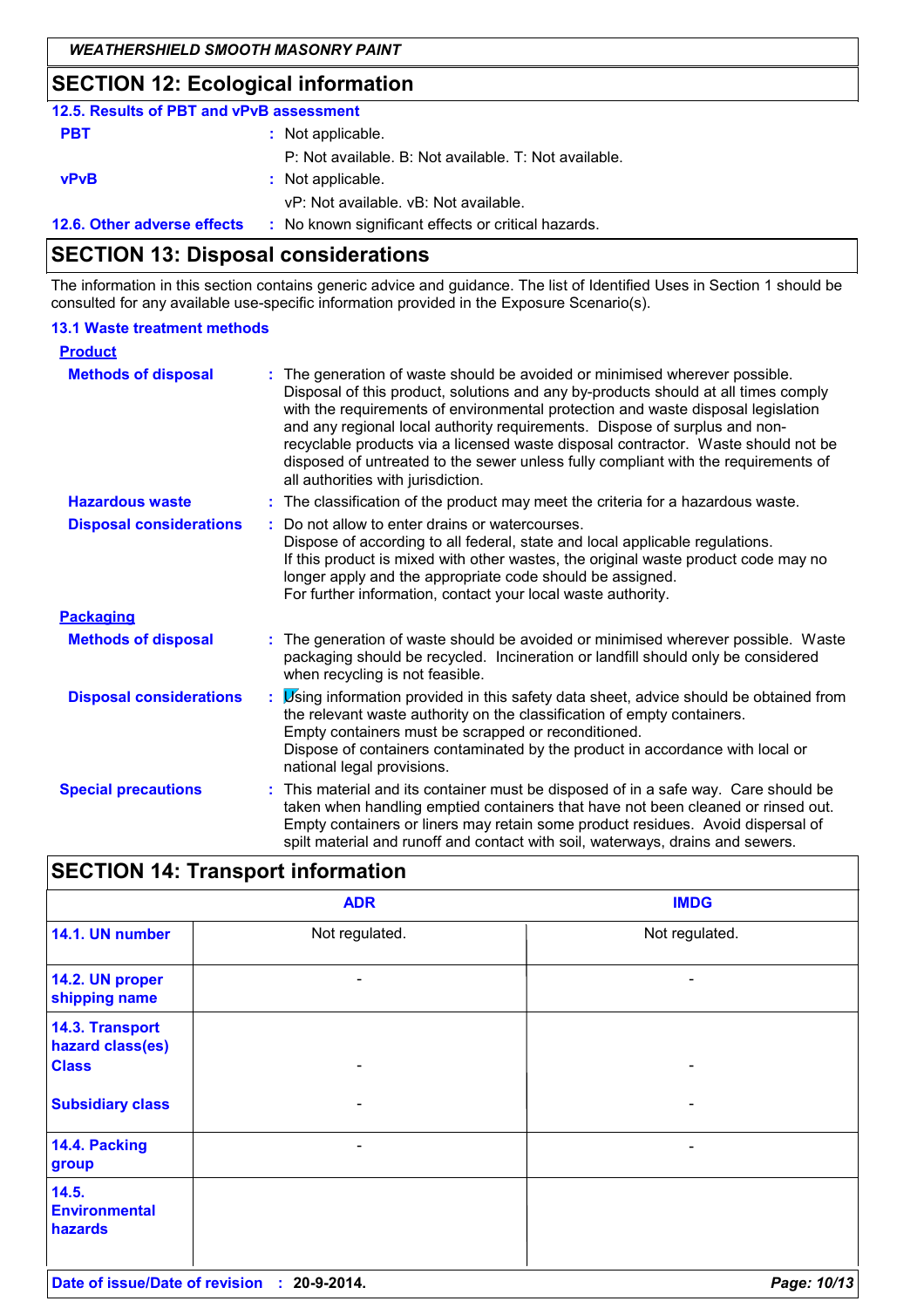## SECTION 12: Ecological information

### 12.5. Results of PBT and vPvB assessment

**PBT** : Not applicable.
P: Not available. B: Not available. T: Not available.

**vPvB** : Not applicable.
vP: Not available. vB: Not available.

**12.6. Other adverse effects** : No known significant effects or critical hazards.

## SECTION 13: Disposal considerations

The information in this section contains generic advice and guidance. The list of Identified Uses in Section 1 should be consulted for any available use-specific information provided in the Exposure Scenario(s).

### 13.1 Waste treatment methods

**Product**

**Methods of disposal** : The generation of waste should be avoided or minimised wherever possible. Disposal of this product, solutions and any by-products should at all times comply with the requirements of environmental protection and waste disposal legislation and any regional local authority requirements. Dispose of surplus and non-recyclable products via a licensed waste disposal contractor. Waste should not be disposed of untreated to the sewer unless fully compliant with the requirements of all authorities with jurisdiction.

**Hazardous waste** : The classification of the product may meet the criteria for a hazardous waste.

**Disposal considerations** : Do not allow to enter drains or watercourses.
Dispose of according to all federal, state and local applicable regulations.
If this product is mixed with other wastes, the original waste product code may no longer apply and the appropriate code should be assigned.
For further information, contact your local waste authority.

**Packaging**

**Methods of disposal** : The generation of waste should be avoided or minimised wherever possible. Waste packaging should be recycled. Incineration or landfill should only be considered when recycling is not feasible.

**Disposal considerations** : Using information provided in this safety data sheet, advice should be obtained from the relevant waste authority on the classification of empty containers.
Empty containers must be scrapped or reconditioned.
Dispose of containers contaminated by the product in accordance with local or national legal provisions.

**Special precautions** : This material and its container must be disposed of in a safe way. Care should be taken when handling emptied containers that have not been cleaned or rinsed out. Empty containers or liners may retain some product residues. Avoid dispersal of spilt material and runoff and contact with soil, waterways, drains and sewers.

## SECTION 14: Transport information

| | ADR | IMDG |
|---|---|---|
| 14.1. UN number | Not regulated. | Not regulated. |
| 14.2. UN proper shipping name | - | - |
| 14.3. Transport hazard class(es) Class | - | - |
| Subsidiary class | - | - |
| 14.4. Packing group | - | - |
| 14.5. Environmental hazards | | |

**Date of issue/Date of revision** : 20-9-2014.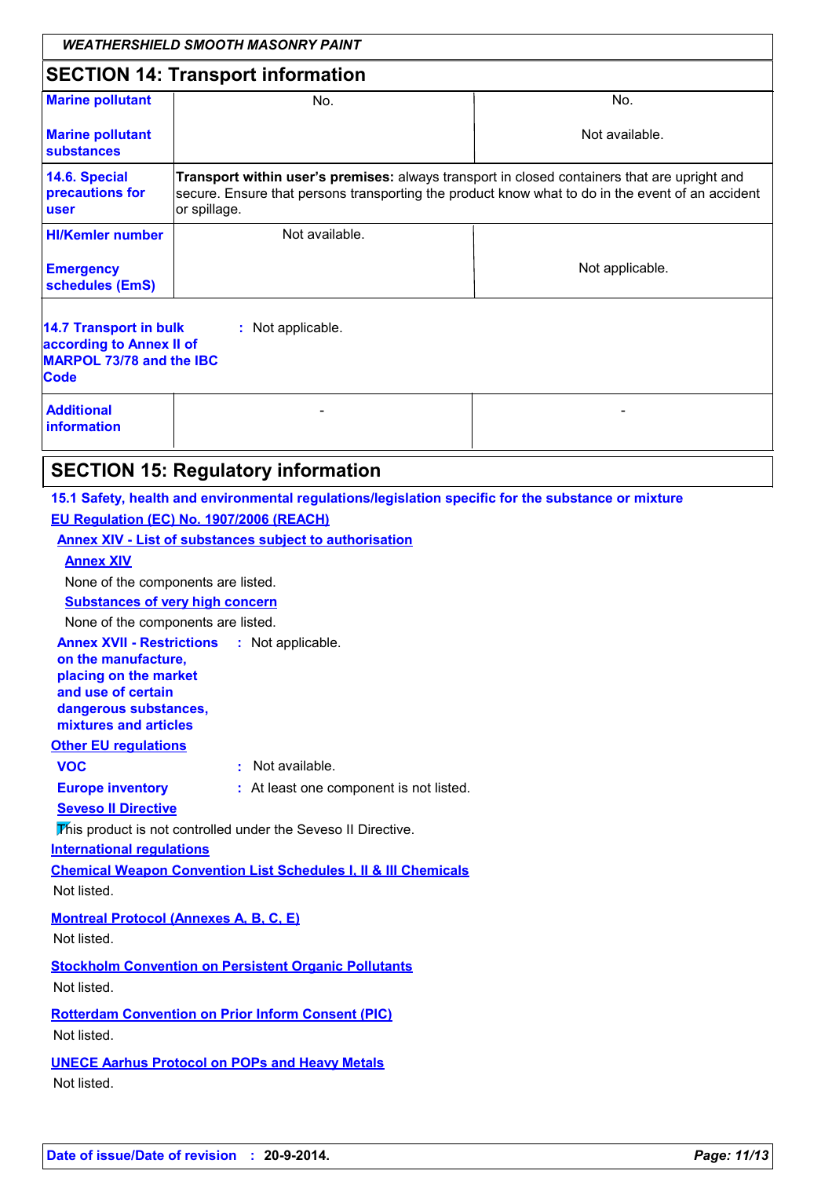## SECTION 14: Transport information

| | | |
|---|---|---|
| **Marine pollutant** | No. | No. |
| **Marine pollutant substances** | | Not available. |
| **14.6. Special precautions for user** | **Transport within user's premises:** always transport in closed containers that are upright and secure. Ensure that persons transporting the product know what to do in the event of an accident or spillage. | |
| **HI/Kemler number** | Not available. | |
| **Emergency schedules (EmS)** | | Not applicable. |

**14.7 Transport in bulk according to Annex II of MARPOL 73/78 and the IBC Code** : Not applicable.

| | | |
|---|---|---|
| **Additional information** | - | - |

## SECTION 15: Regulatory information

**15.1 Safety, health and environmental regulations/legislation specific for the substance or mixture**

**EU Regulation (EC) No. 1907/2006 (REACH)**

**Annex XIV - List of substances subject to authorisation**

**Annex XIV**

None of the components are listed.

**Substances of very high concern**

None of the components are listed.

**Annex XVII - Restrictions on the manufacture, placing on the market and use of certain dangerous substances, mixtures and articles** : Not applicable.

**Other EU regulations**

**VOC** : Not available.

**Europe inventory** : At least one component is not listed.

**Seveso II Directive**

This product is not controlled under the Seveso II Directive.

**International regulations**

**Chemical Weapon Convention List Schedules I, II & III Chemicals**

Not listed.

**Montreal Protocol (Annexes A, B, C, E)**

Not listed.

**Stockholm Convention on Persistent Organic Pollutants**

Not listed.

**Rotterdam Convention on Prior Inform Consent (PIC)**

Not listed.

**UNECE Aarhus Protocol on POPs and Heavy Metals**

Not listed.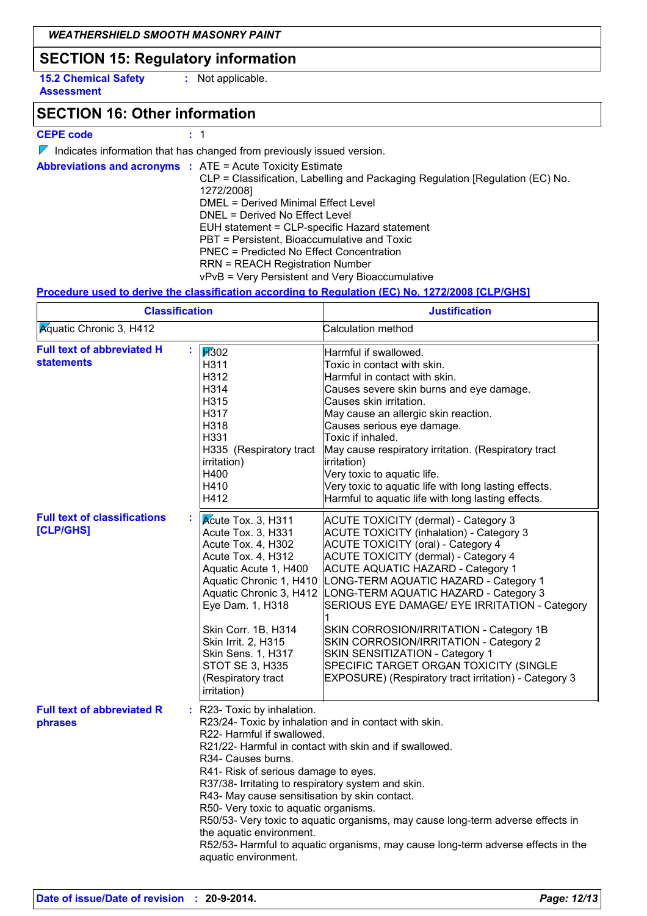## SECTION 15: Regulatory information

**15.2 Chemical Safety Assessment** : Not applicable.

## SECTION 16: Other information

**CEPE code** : 1

Indicates information that has changed from previously issued version.

**Abbreviations and acronyms** :
ATE = Acute Toxicity Estimate
CLP = Classification, Labelling and Packaging Regulation [Regulation (EC) No. 1272/2008]
DMEL = Derived Minimal Effect Level
DNEL = Derived No Effect Level
EUH statement = CLP-specific Hazard statement
PBT = Persistent, Bioaccumulative and Toxic
PNEC = Predicted No Effect Concentration
RRN = REACH Registration Number
vPvB = Very Persistent and Very Bioaccumulative

**Procedure used to derive the classification according to Regulation (EC) No. 1272/2008 [CLP/GHS]**

| Classification | Justification |
|---|---|
| Aquatic Chronic 3, H412 | Calculation method |

**Full text of abbreviated H statements** :

| | |
|---|---|
| H302 | Harmful if swallowed. |
| H311 | Toxic in contact with skin. |
| H312 | Harmful in contact with skin. |
| H314 | Causes severe skin burns and eye damage. |
| H315 | Causes skin irritation. |
| H317 | May cause an allergic skin reaction. |
| H318 | Causes serious eye damage. |
| H331 | Toxic if inhaled. |
| H335 (Respiratory tract irritation) | May cause respiratory irritation. (Respiratory tract irritation) |
| H400 | Very toxic to aquatic life. |
| H410 | Very toxic to aquatic life with long lasting effects. |
| H412 | Harmful to aquatic life with long lasting effects. |

**Full text of classifications [CLP/GHS]** :

| | |
|---|---|
| Acute Tox. 3, H311 | ACUTE TOXICITY (dermal) - Category 3 |
| Acute Tox. 3, H331 | ACUTE TOXICITY (inhalation) - Category 3 |
| Acute Tox. 4, H302 | ACUTE TOXICITY (oral) - Category 4 |
| Acute Tox. 4, H312 | ACUTE TOXICITY (dermal) - Category 4 |
| Aquatic Acute 1, H400 | ACUTE AQUATIC HAZARD - Category 1 |
| Aquatic Chronic 1, H410 | LONG-TERM AQUATIC HAZARD - Category 1 |
| Aquatic Chronic 3, H412 | LONG-TERM AQUATIC HAZARD - Category 3 |
| Eye Dam. 1, H318 | SERIOUS EYE DAMAGE/ EYE IRRITATION - Category 1 |
| Skin Corr. 1B, H314 | SKIN CORROSION/IRRITATION - Category 1B |
| Skin Irrit. 2, H315 | SKIN CORROSION/IRRITATION - Category 2 |
| Skin Sens. 1, H317 | SKIN SENSITIZATION - Category 1 |
| STOT SE 3, H335 (Respiratory tract irritation) | SPECIFIC TARGET ORGAN TOXICITY (SINGLE EXPOSURE) (Respiratory tract irritation) - Category 3 |

**Full text of abbreviated R phrases** :
R23- Toxic by inhalation.
R23/24- Toxic by inhalation and in contact with skin.
R22- Harmful if swallowed.
R21/22- Harmful in contact with skin and if swallowed.
R34- Causes burns.
R41- Risk of serious damage to eyes.
R37/38- Irritating to respiratory system and skin.
R43- May cause sensitisation by skin contact.
R50- Very toxic to aquatic organisms.
R50/53- Very toxic to aquatic organisms, may cause long-term adverse effects in the aquatic environment.
R52/53- Harmful to aquatic organisms, may cause long-term adverse effects in the aquatic environment.

**Date of issue/Date of revision** : **20-9-2014.**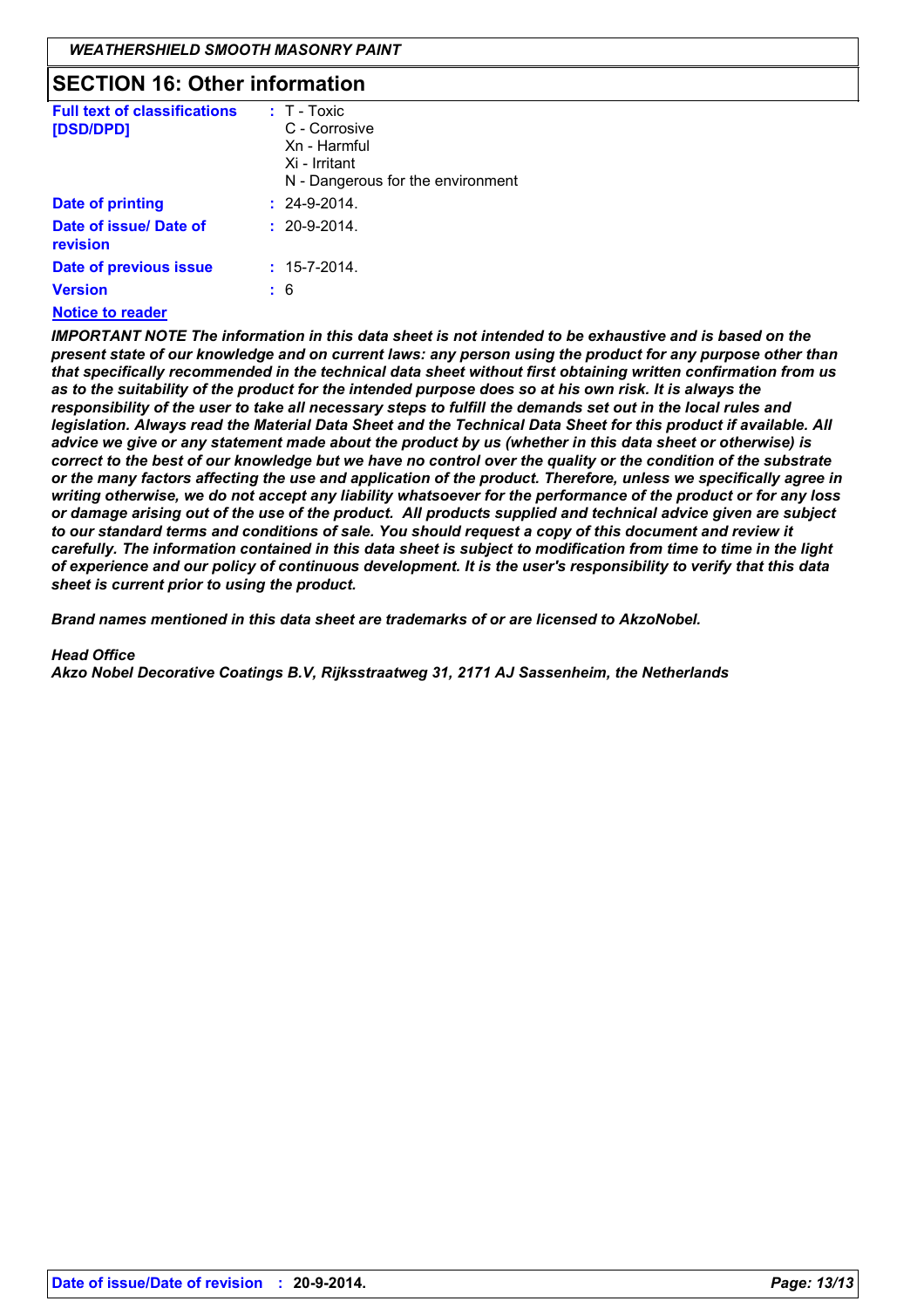## SECTION 16: Other information

**Full text of classifications [DSD/DPD]** : T - Toxic
C - Corrosive
Xn - Harmful
Xi - Irritant
N - Dangerous for the environment

**Date of printing** : 24-9-2014.

**Date of issue/ Date of revision** : 20-9-2014.

**Date of previous issue** : 15-7-2014.

**Version** : 6

**Notice to reader**

***IMPORTANT NOTE The information in this data sheet is not intended to be exhaustive and is based on the present state of our knowledge and on current laws: any person using the product for any purpose other than that specifically recommended in the technical data sheet without first obtaining written confirmation from us as to the suitability of the product for the intended purpose does so at his own risk. It is always the responsibility of the user to take all necessary steps to fulfill the demands set out in the local rules and legislation. Always read the Material Data Sheet and the Technical Data Sheet for this product if available. All advice we give or any statement made about the product by us (whether in this data sheet or otherwise) is correct to the best of our knowledge but we have no control over the quality or the condition of the substrate or the many factors affecting the use and application of the product. Therefore, unless we specifically agree in writing otherwise, we do not accept any liability whatsoever for the performance of the product or for any loss or damage arising out of the use of the product. All products supplied and technical advice given are subject to our standard terms and conditions of sale. You should request a copy of this document and review it carefully. The information contained in this data sheet is subject to modification from time to time in the light of experience and our policy of continuous development. It is the user's responsibility to verify that this data sheet is current prior to using the product.***

***Brand names mentioned in this data sheet are trademarks of or are licensed to AkzoNobel.***

***Head Office***
***Akzo Nobel Decorative Coatings B.V, Rijksstraatweg 31, 2171 AJ Sassenheim, the Netherlands***